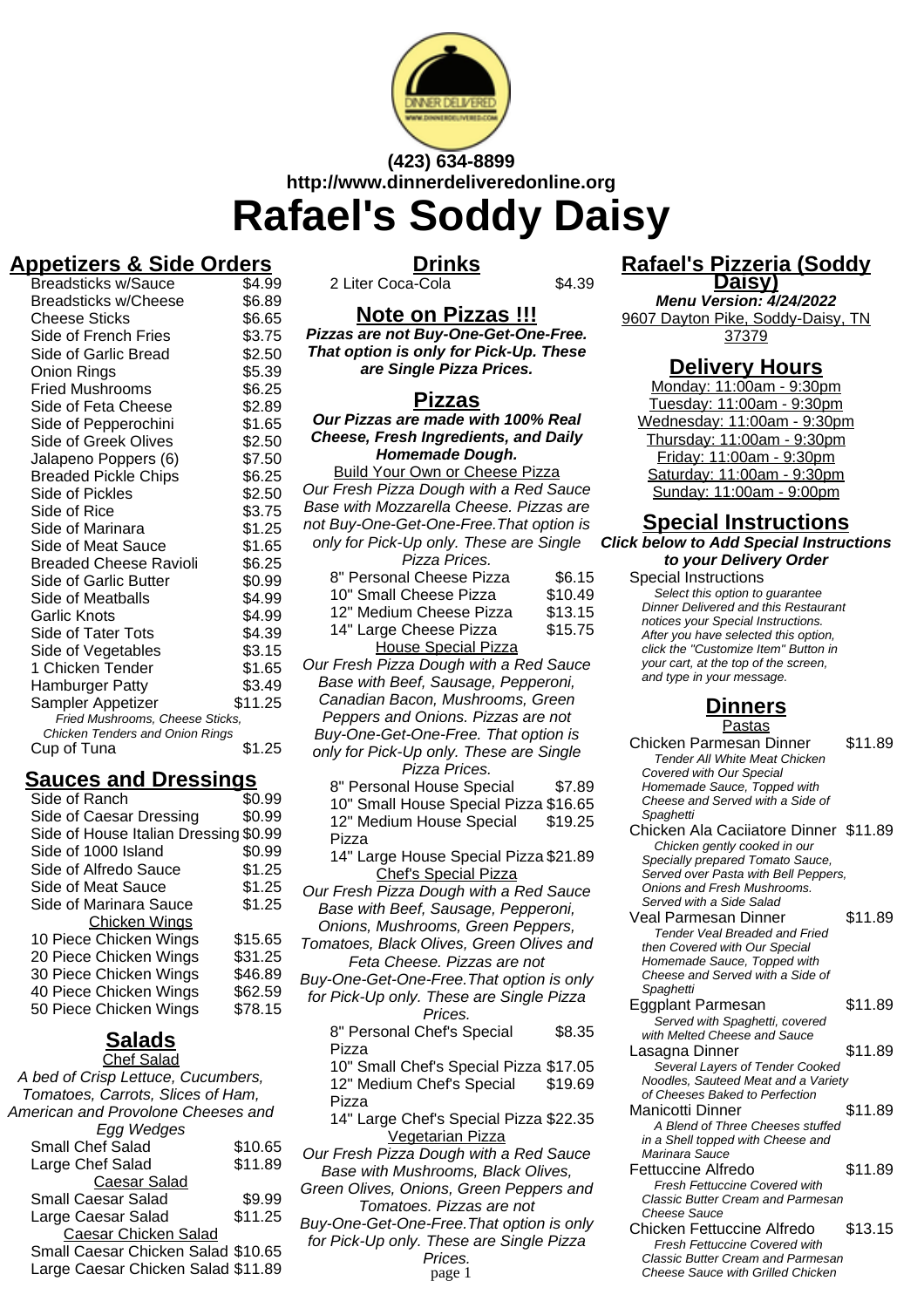**(423) 634-8899**
**http://www.dinnerdeliveredonline.org**

# Rafael's Soddy Daisy

## Appetizers & Side Orders

| Item | Price |
|---|---|
| Breadsticks w/Sauce | $4.99 |
| Breadsticks w/Cheese | $6.89 |
| Cheese Sticks | $6.65 |
| Side of French Fries | $3.75 |
| Side of Garlic Bread | $2.50 |
| Onion Rings | $5.39 |
| Fried Mushrooms | $6.25 |
| Side of Feta Cheese | $2.89 |
| Side of Pepperochini | $1.65 |
| Side of Greek Olives | $2.50 |
| Jalapeno Poppers (6) | $7.50 |
| Breaded Pickle Chips | $6.25 |
| Side of Pickles | $2.50 |
| Side of Rice | $3.75 |
| Side of Marinara | $1.25 |
| Side of Meat Sauce | $1.65 |
| Breaded Cheese Ravioli | $6.25 |
| Side of Garlic Butter | $0.99 |
| Side of Meatballs | $4.99 |
| Garlic Knots | $4.99 |
| Side of Tater Tots | $4.39 |
| Side of Vegetables | $3.15 |
| 1 Chicken Tender | $1.65 |
| Hamburger Patty | $3.49 |
| Sampler Appetizer | $11.25 |

*Fried Mushrooms, Cheese Sticks, Chicken Tenders and Onion Rings*

| Item | Price |
|---|---|
| Cup of Tuna | $1.25 |

## Sauces and Dressings

| Item | Price |
|---|---|
| Side of Ranch | $0.99 |
| Side of Caesar Dressing | $0.99 |
| Side of House Italian Dressing | $0.99 |
| Side of 1000 Island | $0.99 |
| Side of Alfredo Sauce | $1.25 |
| Side of Meat Sauce | $1.25 |
| Side of Marinara Sauce | $1.25 |

### Chicken Wings

| Item | Price |
|---|---|
| 10 Piece Chicken Wings | $15.65 |
| 20 Piece Chicken Wings | $31.25 |
| 30 Piece Chicken Wings | $46.89 |
| 40 Piece Chicken Wings | $62.59 |
| 50 Piece Chicken Wings | $78.15 |

## Salads

### Chef Salad

*A bed of Crisp Lettuce, Cucumbers, Tomatoes, Carrots, Slices of Ham, American and Provolone Cheeses and Egg Wedges*

| Item | Price |
|---|---|
| Small Chef Salad | $10.65 |
| Large Chef Salad | $11.89 |

### Caesar Salad

| Item | Price |
|---|---|
| Small Caesar Salad | $9.99 |
| Large Caesar Salad | $11.25 |

### Caesar Chicken Salad

| Item | Price |
|---|---|
| Small Caesar Chicken Salad | $10.65 |
| Large Caesar Chicken Salad | $11.89 |

## Drinks

| Item | Price |
|---|---|
| 2 Liter Coca-Cola | $4.39 |

## Note on Pizzas !!!

***Pizzas are not Buy-One-Get-One-Free. That option is only for Pick-Up. These are Single Pizza Prices.***

## Pizzas

***Our Pizzas are made with 100% Real Cheese, Fresh Ingredients, and Daily Homemade Dough.***

### Build Your Own or Cheese Pizza

*Our Fresh Pizza Dough with a Red Sauce Base with Mozzarella Cheese. Pizzas are not Buy-One-Get-One-Free.That option is only for Pick-Up only. These are Single Pizza Prices.*

| Item | Price |
|---|---|
| 8" Personal Cheese Pizza | $6.15 |
| 10" Small Cheese Pizza | $10.49 |
| 12" Medium Cheese Pizza | $13.15 |
| 14" Large Cheese Pizza | $15.75 |

### House Special Pizza

*Our Fresh Pizza Dough with a Red Sauce Base with Beef, Sausage, Pepperoni, Canadian Bacon, Mushrooms, Green Peppers and Onions. Pizzas are not Buy-One-Get-One-Free. That option is only for Pick-Up only. These are Single Pizza Prices.*

| Item | Price |
|---|---|
| 8" Personal House Special | $7.89 |
| 10" Small House Special Pizza | $16.65 |
| 12" Medium House Special Pizza | $19.25 |
| 14" Large House Special Pizza | $21.89 |

### Chef's Special Pizza

*Our Fresh Pizza Dough with a Red Sauce Base with Beef, Sausage, Pepperoni, Onions, Mushrooms, Green Peppers, Tomatoes, Black Olives, Green Olives and Feta Cheese. Pizzas are not Buy-One-Get-One-Free.That option is only for Pick-Up only. These are Single Pizza Prices.*

| Item | Price |
|---|---|
| 8" Personal Chef's Special Pizza | $8.35 |
| 10" Small Chef's Special Pizza | $17.05 |
| 12" Medium Chef's Special Pizza | $19.69 |
| 14" Large Chef's Special Pizza | $22.35 |

### Vegetarian Pizza

*Our Fresh Pizza Dough with a Red Sauce Base with Mushrooms, Black Olives, Green Olives, Onions, Green Peppers and Tomatoes. Pizzas are not Buy-One-Get-One-Free.That option is only for Pick-Up only. These are Single Pizza Prices.*

## Rafael's Pizzeria (Soddy Daisy)

***Menu Version: 4/24/2022***

9607 Dayton Pike, Soddy-Daisy, TN 37379

## Delivery Hours

Monday: 11:00am - 9:30pm
Tuesday: 11:00am - 9:30pm
Wednesday: 11:00am - 9:30pm
Thursday: 11:00am - 9:30pm
Friday: 11:00am - 9:30pm
Saturday: 11:00am - 9:30pm
Sunday: 11:00am - 9:00pm

## Special Instructions

***Click below to Add Special Instructions to your Delivery Order***

Special Instructions

*Select this option to guarantee Dinner Delivered and this Restaurant notices your Special Instructions. After you have selected this option, click the "Customize Item" Button in your cart, at the top of the screen, and type in your message.*

## Dinners

### Pastas

| Item | Price |
|---|---|
| Chicken Parmesan Dinner | $11.89 |

*Tender All White Meat Chicken Covered with Our Special Homemade Sauce, Topped with Cheese and Served with a Side of Spaghetti*

| Item | Price |
|---|---|
| Chicken Ala Caciiatore Dinner | $11.89 |

*Chicken gently cooked in our Specially prepared Tomato Sauce, Served over Pasta with Bell Peppers, Onions and Fresh Mushrooms. Served with a Side Salad*

| Item | Price |
|---|---|
| Veal Parmesan Dinner | $11.89 |

*Tender Veal Breaded and Fried then Covered with Our Special Homemade Sauce, Topped with Cheese and Served with a Side of Spaghetti*

| Item | Price |
|---|---|
| Eggplant Parmesan | $11.89 |

*Served with Spaghetti, covered with Melted Cheese and Sauce*

| Item | Price |
|---|---|
| Lasagna Dinner | $11.89 |

*Several Layers of Tender Cooked Noodles, Sauteed Meat and a Variety of Cheeses Baked to Perfection*

| Item | Price |
|---|---|
| Manicotti Dinner | $11.89 |

*A Blend of Three Cheeses stuffed in a Shell topped with Cheese and Marinara Sauce*

| Item | Price |
|---|---|
| Fettuccine Alfredo | $11.89 |

*Fresh Fettuccine Covered with Classic Butter Cream and Parmesan Cheese Sauce*

| Item | Price |
|---|---|
| Chicken Fettuccine Alfredo | $13.15 |

*Fresh Fettuccine Covered with Classic Butter Cream and Parmesan Cheese Sauce with Grilled Chicken*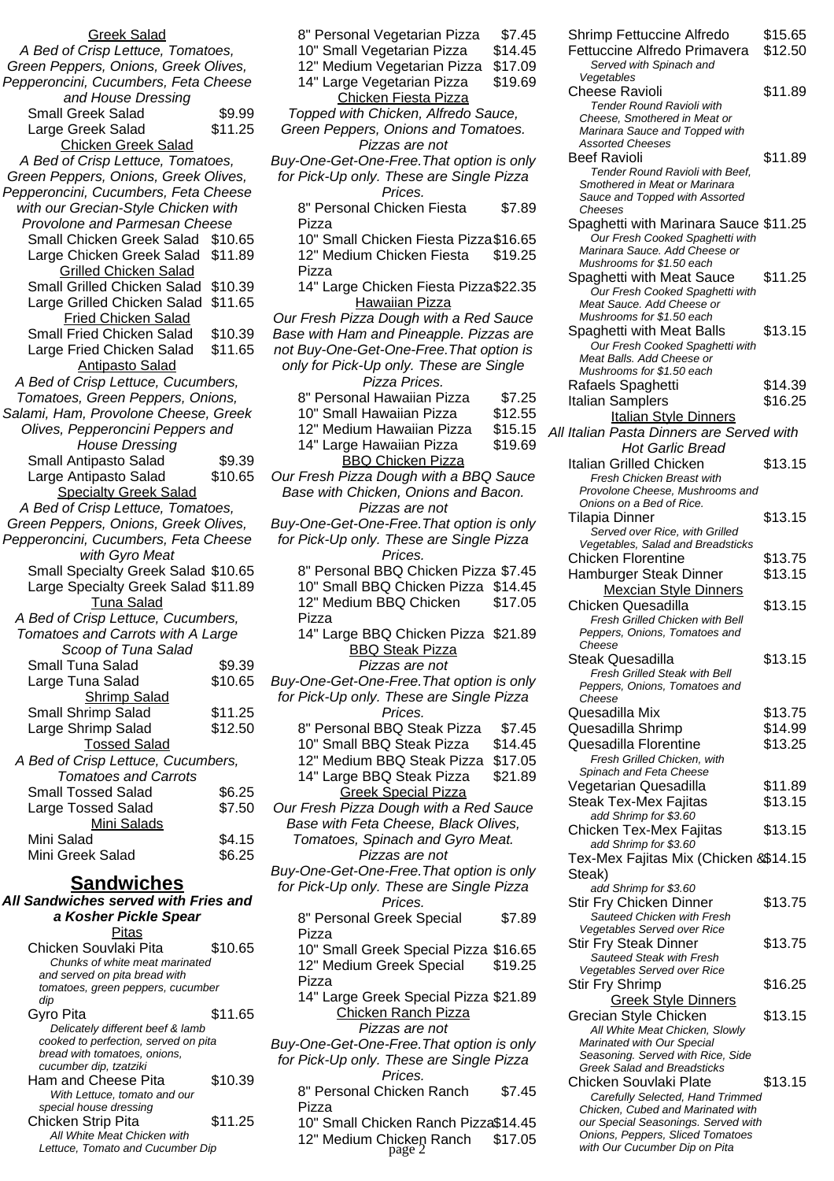### Greek Salad

*A Bed of Crisp Lettuce, Tomatoes, Green Peppers, Onions, Greek Olives, Pepperoncini, Cucumbers, Feta Cheese and House Dressing*

| Item | Price |
|---|---|
| Small Greek Salad | $9.99 |
| Large Greek Salad | $11.25 |

### Chicken Greek Salad

*A Bed of Crisp Lettuce, Tomatoes, Green Peppers, Onions, Greek Olives, Pepperoncini, Cucumbers, Feta Cheese with our Grecian-Style Chicken with Provolone and Parmesan Cheese*

| Item | Price |
|---|---|
| Small Chicken Greek Salad | $10.65 |
| Large Chicken Greek Salad | $11.89 |

### Grilled Chicken Salad

| Item | Price |
|---|---|
| Small Grilled Chicken Salad | $10.39 |
| Large Grilled Chicken Salad | $11.65 |

### Fried Chicken Salad

| Item | Price |
|---|---|
| Small Fried Chicken Salad | $10.39 |
| Large Fried Chicken Salad | $11.65 |

### Antipasto Salad

*A Bed of Crisp Lettuce, Cucumbers, Tomatoes, Green Peppers, Onions, Salami, Ham, Provolone Cheese, Greek Olives, Pepperoncini Peppers and House Dressing*

| Item | Price |
|---|---|
| Small Antipasto Salad | $9.39 |
| Large Antipasto Salad | $10.65 |

### Specialty Greek Salad

*A Bed of Crisp Lettuce, Tomatoes, Green Peppers, Onions, Greek Olives, Pepperoncini, Cucumbers, Feta Cheese with Gyro Meat*

| Item | Price |
|---|---|
| Small Specialty Greek Salad | $10.65 |
| Large Specialty Greek Salad | $11.89 |

### Tuna Salad

*A Bed of Crisp Lettuce, Cucumbers, Tomatoes and Carrots with A Large Scoop of Tuna Salad*

| Item | Price |
|---|---|
| Small Tuna Salad | $9.39 |
| Large Tuna Salad | $10.65 |

### Shrimp Salad

| Item | Price |
|---|---|
| Small Shrimp Salad | $11.25 |
| Large Shrimp Salad | $12.50 |

### Tossed Salad

*A Bed of Crisp Lettuce, Cucumbers, Tomatoes and Carrots*

| Item | Price |
|---|---|
| Small Tossed Salad | $6.25 |
| Large Tossed Salad | $7.50 |

### Mini Salads

| Item | Price |
|---|---|
| Mini Salad | $4.15 |
| Mini Greek Salad | $6.25 |

## Sandwiches

***All Sandwiches served with Fries and a Kosher Pickle Spear***

### Pitas

**Chicken Souvlaki Pita** — $10.65
*Chunks of white meat marinated and served on pita bread with tomatoes, green peppers, cucumber dip*

**Gyro Pita** — $11.65
*Delicately different beef & lamb cooked to perfection, served on pita bread with tomatoes, onions, cucumber dip, tzatziki*

**Ham and Cheese Pita** — $10.39
*With Lettuce, tomato and our special house dressing*

**Chicken Strip Pita** — $11.25
*All White Meat Chicken with Lettuce, Tomato and Cucumber Dip*

| Item | Price |
|---|---|
| 8" Personal Vegetarian Pizza | $7.45 |
| 10" Small Vegetarian Pizza | $14.45 |
| 12" Medium Vegetarian Pizza | $17.09 |
| 14" Large Vegetarian Pizza | $19.69 |

### Chicken Fiesta Pizza

*Topped with Chicken, Alfredo Sauce, Green Peppers, Onions and Tomatoes. Pizzas are not Buy-One-Get-One-Free. That option is only for Pick-Up only. These are Single Pizza Prices.*

| Item | Price |
|---|---|
| 8" Personal Chicken Fiesta Pizza | $7.89 |
| 10" Small Chicken Fiesta Pizza | $16.65 |
| 12" Medium Chicken Fiesta Pizza | $19.25 |
| 14" Large Chicken Fiesta Pizza | $22.35 |

### Hawaiian Pizza

*Our Fresh Pizza Dough with a Red Sauce Base with Ham and Pineapple. Pizzas are not Buy-One-Get-One-Free. That option is only for Pick-Up only. These are Single Pizza Prices.*

| Item | Price |
|---|---|
| 8" Personal Hawaiian Pizza | $7.25 |
| 10" Small Hawaiian Pizza | $12.55 |
| 12" Medium Hawaiian Pizza | $15.15 |
| 14" Large Hawaiian Pizza | $19.69 |

### BBQ Chicken Pizza

*Our Fresh Pizza Dough with a BBQ Sauce Base with Chicken, Onions and Bacon. Pizzas are not Buy-One-Get-One-Free. That option is only for Pick-Up only. These are Single Pizza Prices.*

| Item | Price |
|---|---|
| 8" Personal BBQ Chicken Pizza | $7.45 |
| 10" Small BBQ Chicken Pizza | $14.45 |
| 12" Medium BBQ Chicken Pizza | $17.05 |
| 14" Large BBQ Chicken Pizza | $21.89 |

### BBQ Steak Pizza

*Pizzas are not Buy-One-Get-One-Free. That option is only for Pick-Up only. These are Single Pizza Prices.*

| Item | Price |
|---|---|
| 8" Personal BBQ Steak Pizza | $7.45 |
| 10" Small BBQ Steak Pizza | $14.45 |
| 12" Medium BBQ Steak Pizza | $17.05 |
| 14" Large BBQ Steak Pizza | $21.89 |

### Greek Special Pizza

*Our Fresh Pizza Dough with a Red Sauce Base with Feta Cheese, Black Olives, Tomatoes, Spinach and Gyro Meat. Pizzas are not Buy-One-Get-One-Free. That option is only for Pick-Up only. These are Single Pizza Prices.*

| Item | Price |
|---|---|
| 8" Personal Greek Special Pizza | $7.89 |
| 10" Small Greek Special Pizza | $16.65 |
| 12" Medium Greek Special Pizza | $19.25 |
| 14" Large Greek Special Pizza | $21.89 |

### Chicken Ranch Pizza

*Pizzas are not Buy-One-Get-One-Free. That option is only for Pick-Up only. These are Single Pizza Prices.*

| Item | Price |
|---|---|
| 8" Personal Chicken Ranch Pizza | $7.45 |
| 10" Small Chicken Ranch Pizza | $14.45 |
| 12" Medium Chicken Ranch | $17.05 |

**Shrimp Fettuccine Alfredo** — $15.65

**Fettuccine Alfredo Primavera** — $12.50
*Served with Spinach and Vegetables*

**Cheese Ravioli** — $11.89
*Tender Round Ravioli with Cheese, Smothered in Meat or Marinara Sauce and Topped with Assorted Cheeses*

**Beef Ravioli** — $11.89
*Tender Round Ravioli with Beef, Smothered in Meat or Marinara Sauce and Topped with Assorted Cheeses*

**Spaghetti with Marinara Sauce** — $11.25
*Our Fresh Cooked Spaghetti with Marinara Sauce. Add Cheese or Mushrooms for $1.50 each*

**Spaghetti with Meat Sauce** — $11.25
*Our Fresh Cooked Spaghetti with Meat Sauce. Add Cheese or Mushrooms for $1.50 each*

**Spaghetti with Meat Balls** — $13.15
*Our Fresh Cooked Spaghetti with Meat Balls. Add Cheese or Mushrooms for $1.50 each*

**Rafaels Spaghetti** — $14.39

**Italian Samplers** — $16.25

### Italian Style Dinners

*All Italian Pasta Dinners are Served with Hot Garlic Bread*

**Italian Grilled Chicken** — $13.15
*Fresh Chicken Breast with Provolone Cheese, Mushrooms and Onions on a Bed of Rice.*

**Tilapia Dinner** — $13.15
*Served over Rice, with Grilled Vegetables, Salad and Breadsticks*

**Chicken Florentine** — $13.75

**Hamburger Steak Dinner** — $13.15

### Mexcian Style Dinners

**Chicken Quesadilla** — $13.15
*Fresh Grilled Chicken with Bell Peppers, Onions, Tomatoes and Cheese*

**Steak Quesadilla** — $13.15
*Fresh Grilled Steak with Bell Peppers, Onions, Tomatoes and Cheese*

**Quesadilla Mix** — $13.75

**Quesadilla Shrimp** — $14.99

**Quesadilla Florentine** — $13.25
*Fresh Grilled Chicken, with Spinach and Feta Cheese*

**Vegetarian Quesadilla** — $11.89

**Steak Tex-Mex Fajitas** — $13.15
*add Shrimp for $3.60*

**Chicken Tex-Mex Fajitas** — $13.15
*add Shrimp for $3.60*

**Tex-Mex Fajitas Mix (Chicken & Steak)** — $14.15
*add Shrimp for $3.60*

**Stir Fry Chicken Dinner** — $13.75
*Sauteed Chicken with Fresh Vegetables Served over Rice*

**Stir Fry Steak Dinner** — $13.75
*Sauteed Steak with Fresh Vegetables Served over Rice*

**Stir Fry Shrimp** — $16.25

### Greek Style Dinners

**Grecian Style Chicken** — $13.15
*All White Meat Chicken, Slowly Marinated with Our Special Seasoning. Served with Rice, Side Greek Salad and Breadsticks*

**Chicken Souvlaki Plate** — $13.15
*Carefully Selected, Hand Trimmed Chicken, Cubed and Marinated with our Special Seasonings. Served with Onions, Peppers, Sliced Tomatoes with Our Cucumber Dip on Pita*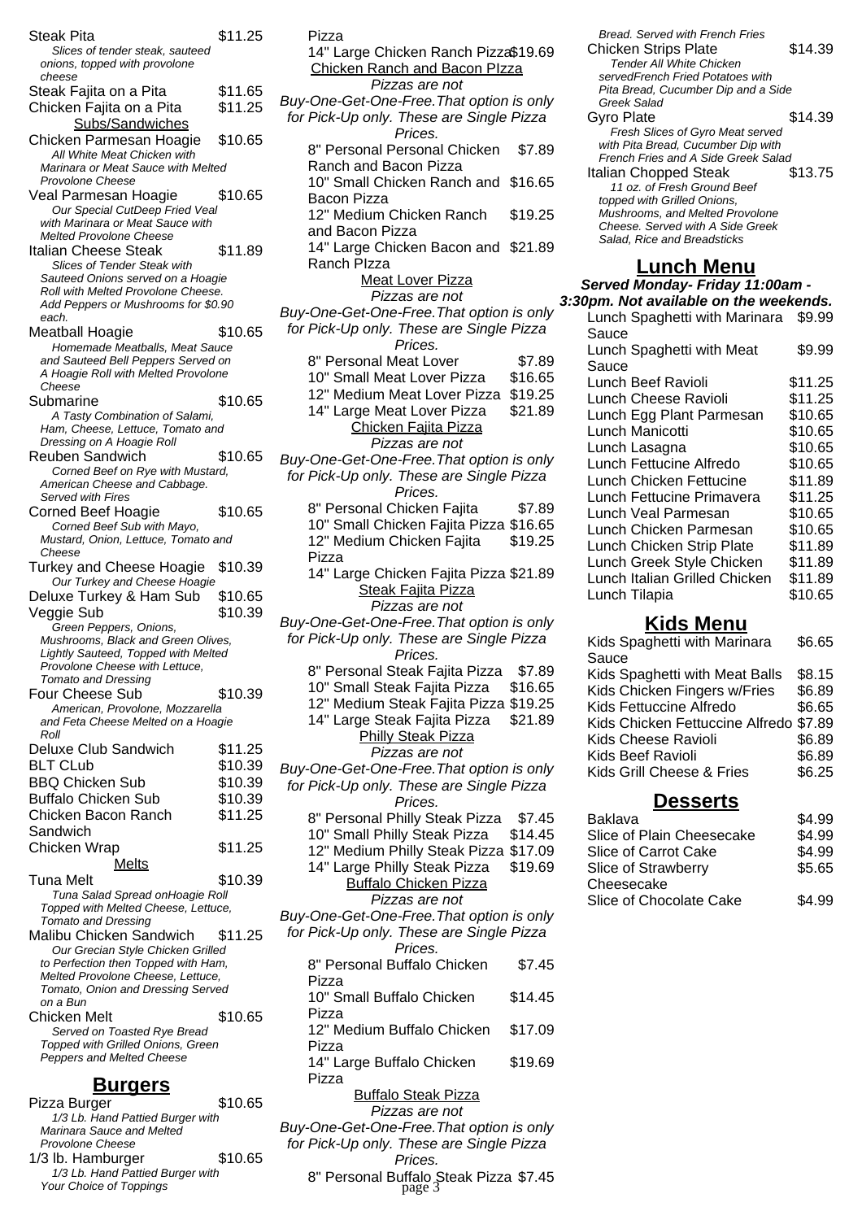Steak Pita $11.25
*Slices of tender steak, sauteed onions, topped with provolone cheese*

Steak Fajita on a Pita $11.65

Chicken Fajita on a Pita $11.25

Subs/Sandwiches

Chicken Parmesan Hoagie $10.65
*All White Meat Chicken with Marinara or Meat Sauce with Melted Provolone Cheese*

Veal Parmesan Hoagie $10.65
*Our Special CutDeep Fried Veal with Marinara or Meat Sauce with Melted Provolone Cheese*

Italian Cheese Steak $11.89
*Slices of Tender Steak with Sauteed Onions served on a Hoagie Roll with Melted Provolone Cheese. Add Peppers or Mushrooms for $0.90 each.*

Meatball Hoagie $10.65
*Homemade Meatballs, Meat Sauce and Sauteed Bell Peppers Served on A Hoagie Roll with Melted Provolone Cheese*

Submarine $10.65
*A Tasty Combination of Salami, Ham, Cheese, Lettuce, Tomato and Dressing on A Hoagie Roll*

Reuben Sandwich $10.65
*Corned Beef on Rye with Mustard, American Cheese and Cabbage. Served with Fires*

Corned Beef Hoagie $10.65
*Corned Beef Sub with Mayo, Mustard, Onion, Lettuce, Tomato and Cheese*

Turkey and Cheese Hoagie $10.39
*Our Turkey and Cheese Hoagie*

Deluxe Turkey & Ham Sub $10.65

Veggie Sub $10.39
*Green Peppers, Onions, Mushrooms, Black and Green Olives, Lightly Sauteed, Topped with Melted Provolone Cheese with Lettuce, Tomato and Dressing*

Four Cheese Sub $10.39
*American, Provolone, Mozzarella and Feta Cheese Melted on a Hoagie Roll*

Deluxe Club Sandwich $11.25

BLT CLub $10.39

BBQ Chicken Sub $10.39

Buffalo Chicken Sub $10.39

Chicken Bacon Ranch Sandwich $11.25

Chicken Wrap $11.25

Melts

Tuna Melt $10.39
*Tuna Salad Spread onHoagie Roll Topped with Melted Cheese, Lettuce, Tomato and Dressing*

Malibu Chicken Sandwich $11.25
*Our Grecian Style Chicken Grilled to Perfection then Topped with Ham, Melted Provolone Cheese, Lettuce, Tomato, Onion and Dressing Served on a Bun*

Chicken Melt $10.65
*Served on Toasted Rye Bread Topped with Grilled Onions, Green Peppers and Melted Cheese*

## Burgers

Pizza Burger $10.65
*1/3 Lb. Hand Pattied Burger with Marinara Sauce and Melted Provolone Cheese*

1/3 lb. Hamburger $10.65
*1/3 Lb. Hand Pattied Burger with Your Choice of Toppings*

Pizza

14" Large Chicken Ranch Pizza $19.69

Chicken Ranch and Bacon PIzza

*Pizzas are not Buy-One-Get-One-Free.That option is only for Pick-Up only. These are Single Pizza Prices.*

8" Personal Personal Chicken Ranch and Bacon Pizza $7.89

10" Small Chicken Ranch and Bacon Pizza $16.65

12" Medium Chicken Ranch and Bacon Pizza $19.25

14" Large Chicken Bacon and Ranch PIzza $21.89

Meat Lover Pizza

*Pizzas are not Buy-One-Get-One-Free.That option is only for Pick-Up only. These are Single Pizza Prices.*

8" Personal Meat Lover $7.89

10" Small Meat Lover Pizza $16.65

12" Medium Meat Lover Pizza $19.25

14" Large Meat Lover Pizza $21.89

Chicken Fajita Pizza

*Pizzas are not Buy-One-Get-One-Free.That option is only for Pick-Up only. These are Single Pizza Prices.*

8" Personal Chicken Fajita $7.89

10" Small Chicken Fajita Pizza $16.65

12" Medium Chicken Fajita Pizza $19.25

14" Large Chicken Fajita Pizza $21.89

Steak Fajita Pizza

*Pizzas are not Buy-One-Get-One-Free.That option is only for Pick-Up only. These are Single Pizza Prices.*

8" Personal Steak Fajita Pizza $7.89

10" Small Steak Fajita Pizza $16.65

12" Medium Steak Fajita Pizza $19.25

14" Large Steak Fajita Pizza $21.89

Philly Steak Pizza

*Pizzas are not Buy-One-Get-One-Free.That option is only for Pick-Up only. These are Single Pizza Prices.*

8" Personal Philly Steak Pizza $7.45

10" Small Philly Steak Pizza $14.45

12" Medium Philly Steak Pizza $17.09

14" Large Philly Steak Pizza $19.69

Buffalo Chicken Pizza

*Pizzas are not Buy-One-Get-One-Free.That option is only for Pick-Up only. These are Single Pizza Prices.*

8" Personal Buffalo Chicken Pizza $7.45

10" Small Buffalo Chicken Pizza $14.45

12" Medium Buffalo Chicken Pizza $17.09

14" Large Buffalo Chicken Pizza $19.69

Buffalo Steak Pizza

*Pizzas are not Buy-One-Get-One-Free.That option is only for Pick-Up only. These are Single Pizza Prices.*

8" Personal Buffalo Steak Pizza $7.45

*Bread. Served with French Fries*

Chicken Strips Plate $14.39
*Tender All White Chicken servedFrench Fried Potatoes with Pita Bread, Cucumber Dip and a Side Greek Salad*

Gyro Plate $14.39
*Fresh Slices of Gyro Meat served with Pita Bread, Cucumber Dip with French Fries and A Side Greek Salad*

Italian Chopped Steak $13.75
*11 oz. of Fresh Ground Beef topped with Grilled Onions, Mushrooms, and Melted Provolone Cheese. Served with A Side Greek Salad, Rice and Breadsticks*

## Lunch Menu

***Served Monday- Friday 11:00am - 3:30pm. Not available on the weekends.***

Lunch Spaghetti with Marinara Sauce $9.99

Lunch Spaghetti with Meat Sauce $9.99

Lunch Beef Ravioli $11.25

Lunch Cheese Ravioli $11.25

Lunch Egg Plant Parmesan $10.65

Lunch Manicotti $10.65

Lunch Lasagna $10.65

Lunch Fettucine Alfredo $10.65

Lunch Chicken Fettucine $11.89

Lunch Fettucine Primavera $11.25

Lunch Veal Parmesan $10.65

Lunch Chicken Parmesan $10.65

Lunch Chicken Strip Plate $11.89

Lunch Greek Style Chicken $11.89

Lunch Italian Grilled Chicken $11.89

Lunch Tilapia $10.65

## Kids Menu

Kids Spaghetti with Marinara Sauce $6.65

Kids Spaghetti with Meat Balls $8.15

Kids Chicken Fingers w/Fries $6.89

Kids Fettuccine Alfredo $6.65

Kids Chicken Fettuccine Alfredo $7.89

Kids Cheese Ravioli $6.89

Kids Beef Ravioli $6.89

Kids Grill Cheese & Fries $6.25

## Desserts

Baklava $4.99

Slice of Plain Cheesecake $4.99

Slice of Carrot Cake $4.99

Slice of Strawberry Cheesecake $5.65

Slice of Chocolate Cake $4.99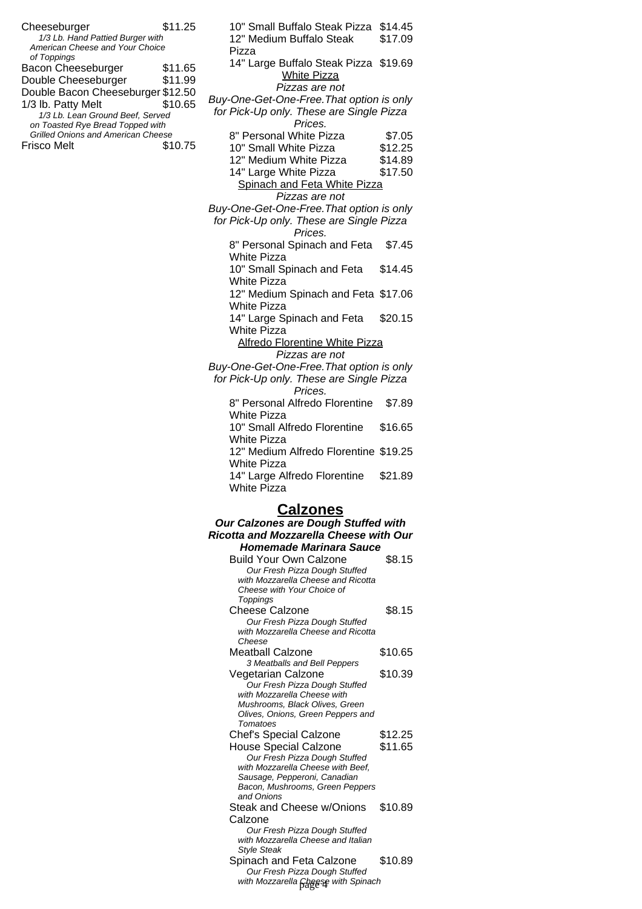Cheeseburger $11.25
*1/3 Lb. Hand Pattied Burger with American Cheese and Your Choice of Toppings*

Bacon Cheeseburger $11.65

Double Cheeseburger $11.99

Double Bacon Cheeseburger $12.50

1/3 lb. Patty Melt $10.65
*1/3 Lb. Lean Ground Beef, Served on Toasted Rye Bread Topped with Grilled Onions and American Cheese*

Frisco Melt $10.75

10" Small Buffalo Steak Pizza $14.45

12" Medium Buffalo Steak Pizza $17.09

14" Large Buffalo Steak Pizza $19.69

White Pizza

*Pizzas are not Buy-One-Get-One-Free.That option is only for Pick-Up only. These are Single Pizza Prices.*

8" Personal White Pizza $7.05

10" Small White Pizza $12.25

12" Medium White Pizza $14.89

14" Large White Pizza $17.50

Spinach and Feta White Pizza

*Pizzas are not Buy-One-Get-One-Free.That option is only for Pick-Up only. These are Single Pizza Prices.*

8" Personal Spinach and Feta White Pizza $7.45

10" Small Spinach and Feta White Pizza $14.45

12" Medium Spinach and Feta White Pizza $17.06

14" Large Spinach and Feta White Pizza $20.15

Alfredo Florentine White Pizza

*Pizzas are not Buy-One-Get-One-Free.That option is only for Pick-Up only. These are Single Pizza Prices.*

8" Personal Alfredo Florentine White Pizza $7.89

10" Small Alfredo Florentine White Pizza $16.65

12" Medium Alfredo Florentine White Pizza $19.25

14" Large Alfredo Florentine White Pizza $21.89

## Calzones

***Our Calzones are Dough Stuffed with Ricotta and Mozzarella Cheese with Our Homemade Marinara Sauce***

Build Your Own Calzone $8.15
*Our Fresh Pizza Dough Stuffed with Mozzarella Cheese and Ricotta Cheese with Your Choice of Toppings*

Cheese Calzone $8.15
*Our Fresh Pizza Dough Stuffed with Mozzarella Cheese and Ricotta Cheese*

Meatball Calzone $10.65
*3 Meatballs and Bell Peppers*

Vegetarian Calzone $10.39
*Our Fresh Pizza Dough Stuffed with Mozzarella Cheese with Mushrooms, Black Olives, Green Olives, Onions, Green Peppers and Tomatoes*

Chef's Special Calzone $12.25

House Special Calzone $11.65
*Our Fresh Pizza Dough Stuffed with Mozzarella Cheese with Beef, Sausage, Pepperoni, Canadian Bacon, Mushrooms, Green Peppers and Onions*

Steak and Cheese w/Onions Calzone $10.89
*Our Fresh Pizza Dough Stuffed with Mozzarella Cheese and Italian Style Steak*

Spinach and Feta Calzone $10.89
*Our Fresh Pizza Dough Stuffed with Mozzarella Cheese with Spinach*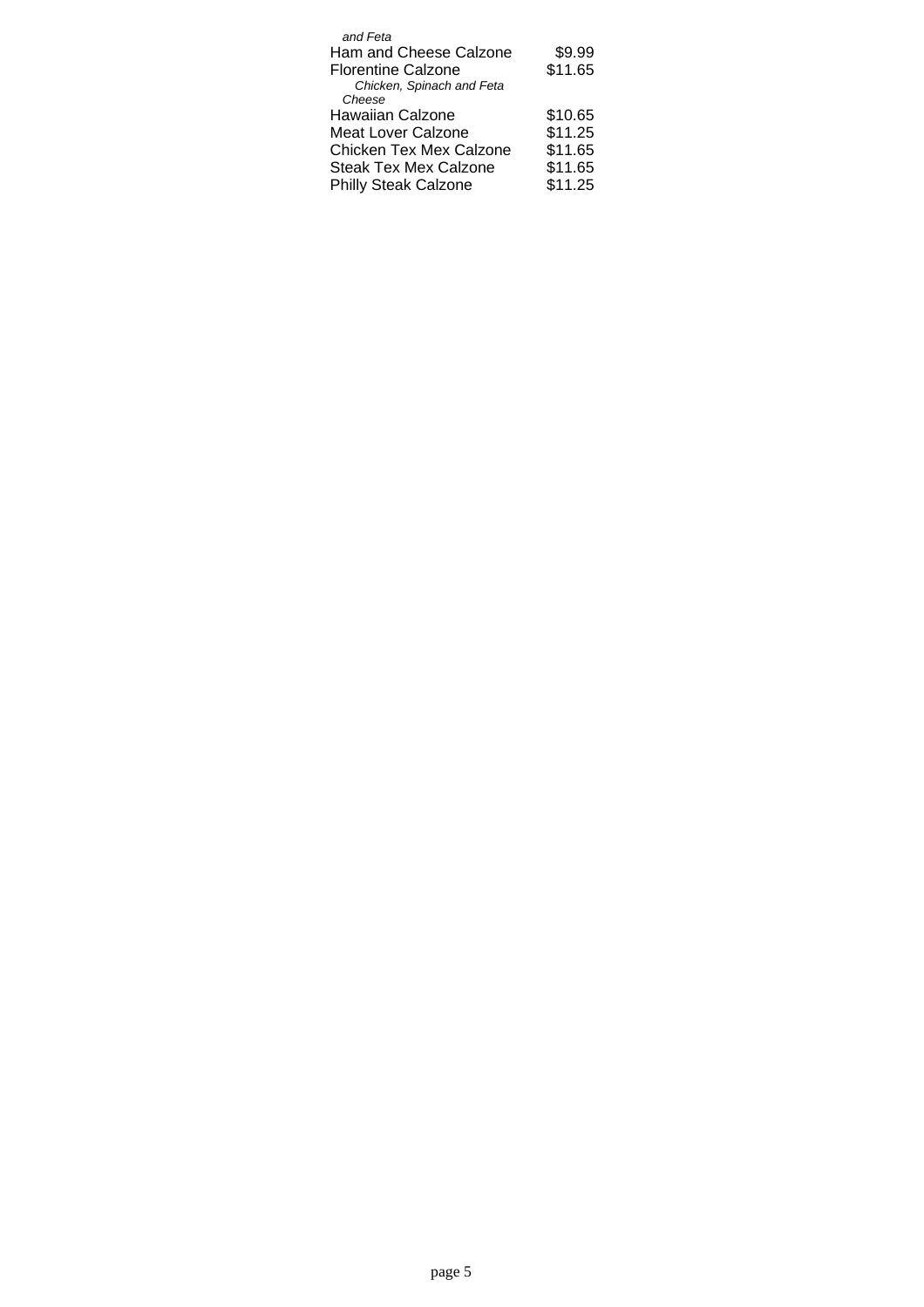*and Feta*

| | |
|---|---|
| Ham and Cheese Calzone | $9.99 |
| Florentine Calzone<br>*Chicken, Spinach and Feta Cheese* | $11.65 |
| Hawaiian Calzone | $10.65 |
| Meat Lover Calzone | $11.25 |
| Chicken Tex Mex Calzone | $11.65 |
| Steak Tex Mex Calzone | $11.65 |
| Philly Steak Calzone | $11.25 |